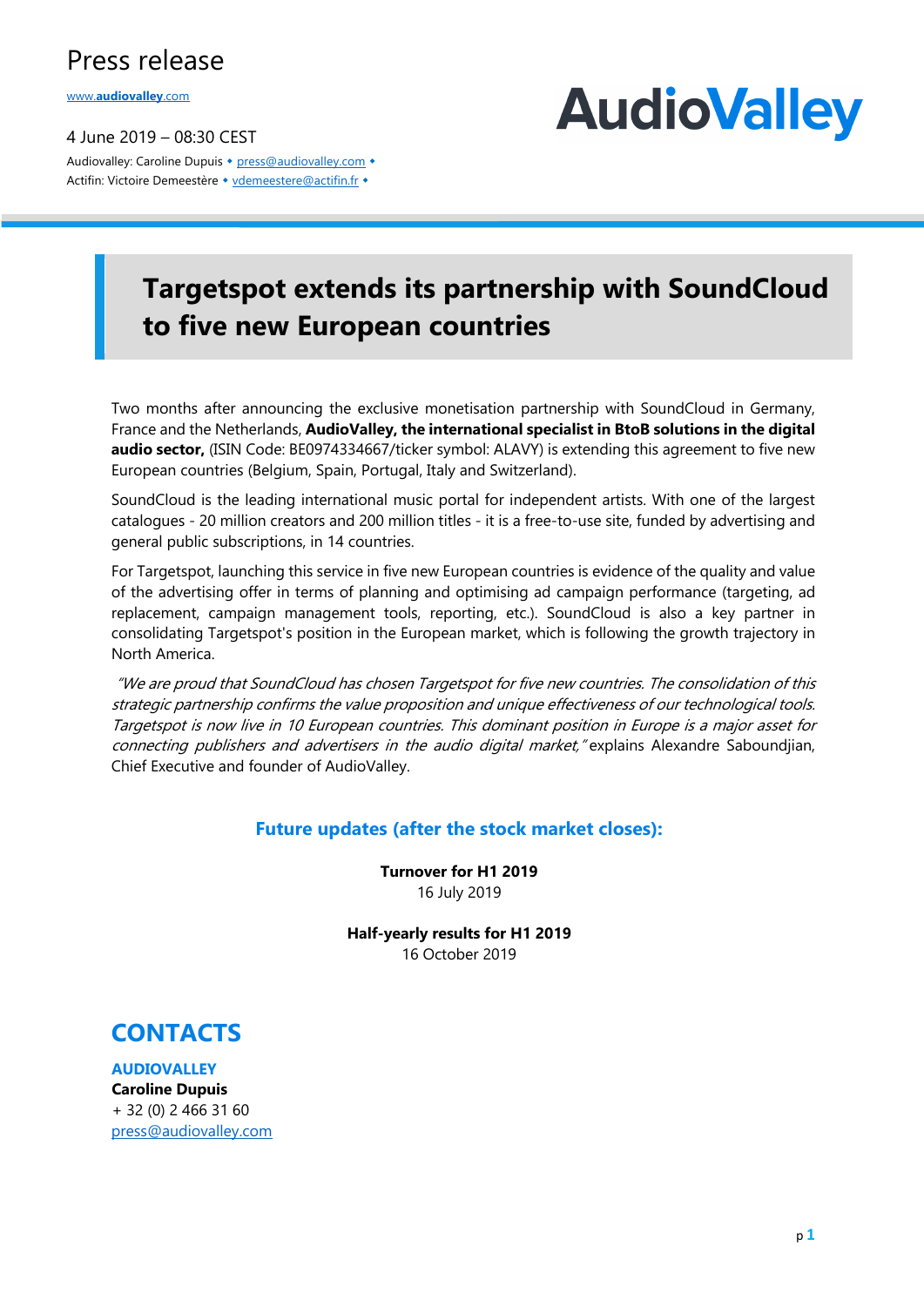# Press release

www.audiovalley.com

4 June 2019 – 08:30 CEST

Audiovalley: Caroline Dupuis • press@audiovalley.com •
Actifin: Victoire Demeestère • vdemeestere@actifin.fr •

AudioValley

## Targetspot extends its partnership with SoundCloud to five new European countries

Two months after announcing the exclusive monetisation partnership with SoundCloud in Germany, France and the Netherlands, **AudioValley, the international specialist in BtoB solutions in the digital audio sector,** (ISIN Code: BE0974334667/ticker symbol: ALAVY) is extending this agreement to five new European countries (Belgium, Spain, Portugal, Italy and Switzerland).

SoundCloud is the leading international music portal for independent artists. With one of the largest catalogues - 20 million creators and 200 million titles - it is a free-to-use site, funded by advertising and general public subscriptions, in 14 countries.

For Targetspot, launching this service in five new European countries is evidence of the quality and value of the advertising offer in terms of planning and optimising ad campaign performance (targeting, ad replacement, campaign management tools, reporting, etc.). SoundCloud is also a key partner in consolidating Targetspot's position in the European market, which is following the growth trajectory in North America.

*"We are proud that SoundCloud has chosen Targetspot for five new countries. The consolidation of this strategic partnership confirms the value proposition and unique effectiveness of our technological tools. Targetspot is now live in 10 European countries. This dominant position in Europe is a major asset for connecting publishers and advertisers in the audio digital market,"* explains Alexandre Saboundjian, Chief Executive and founder of AudioValley.

### Future updates (after the stock market closes):

**Turnover for H1 2019**
16 July 2019

**Half-yearly results for H1 2019**
16 October 2019

## CONTACTS

**AUDIOVALLEY**
**Caroline Dupuis**
+ 32 (0) 2 466 31 60
press@audiovalley.com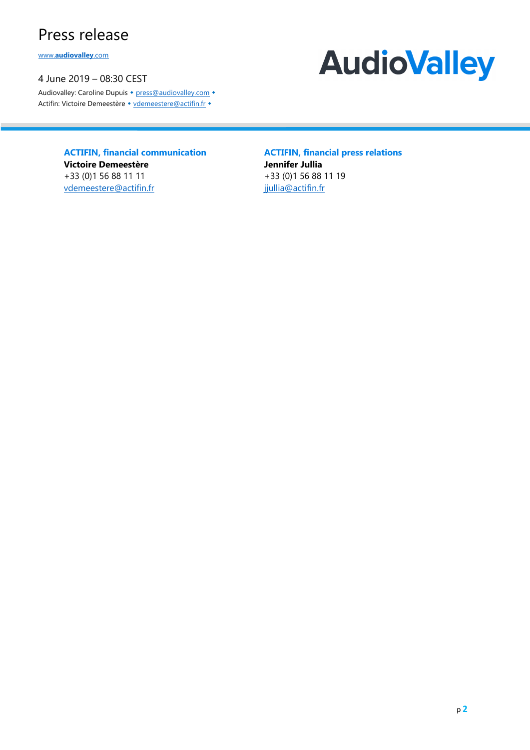# Press release

www.audiovalley.com

4 June 2019 – 08:30 CEST

Audiovalley: Caroline Dupuis • press@audiovalley.com •
Actifin: Victoire Demeestère • vdemeestere@actifin.fr •

**ACTIFIN, financial communication**
**Victoire Demeestère**
+33 (0)1 56 88 11 11
vdemeestere@actifin.fr

**ACTIFIN, financial press relations**
**Jennifer Jullia**
+33 (0)1 56 88 11 19
jjullia@actifin.fr